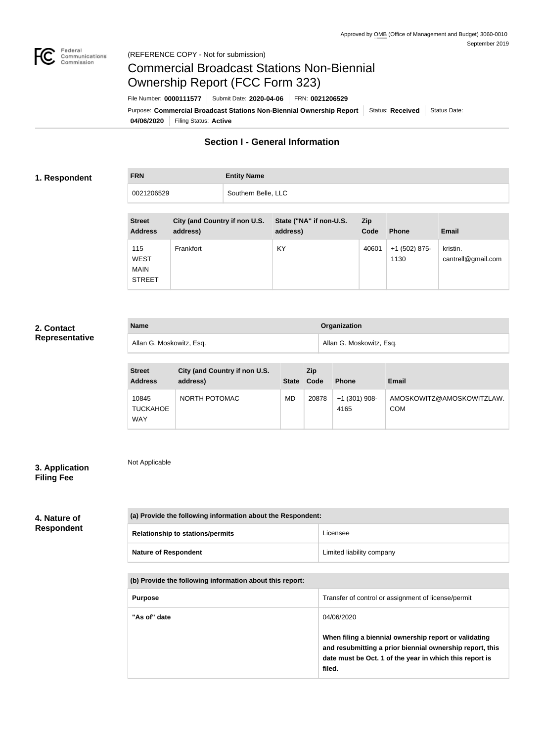Approved by OMB (Office of Management and Budget) 3060-0010
September 2019

(REFERENCE COPY - Not for submission)

# Commercial Broadcast Stations Non-Biennial Ownership Report (FCC Form 323)

File Number: **0000111577** | Submit Date: **2020-04-06** | FRN: **0021206529**

Purpose: **Commercial Broadcast Stations Non-Biennial Ownership Report** | Status: **Received** | Status Date: **04/06/2020** | Filing Status: **Active**

## Section I - General Information

### 1. Respondent

| FRN | Entity Name |
|---|---|
| 0021206529 | Southern Belle, LLC |

| Street Address | City (and Country if non U.S. address) | State ("NA" if non-U.S. address) | Zip Code | Phone | Email |
|---|---|---|---|---|---|
| 115 WEST MAIN STREET | Frankfort | KY | 40601 | +1 (502) 875-1130 | kristin.cantrell@gmail.com |

### 2. Contact Representative

| Name | Organization |
|---|---|
| Allan G. Moskowitz, Esq. | Allan G. Moskowitz, Esq. |

| Street Address | City (and Country if non U.S. address) | State | Zip Code | Phone | Email |
|---|---|---|---|---|---|
| 10845 TUCKAHOE WAY | NORTH POTOMAC | MD | 20878 | +1 (301) 908-4165 | AMOSKOWITZ@AMOSKOWITZLAW.COM |

### 3. Application Filing Fee

Not Applicable

### 4. Nature of Respondent

| (a) Provide the following information about the Respondent: | |
|---|---|
| **Relationship to stations/permits** | Licensee |
| **Nature of Respondent** | Limited liability company |

| (b) Provide the following information about this report: | |
|---|---|
| **Purpose** | Transfer of control or assignment of license/permit |
| **"As of" date** | 04/06/2020<br><br>**When filing a biennial ownership report or validating and resubmitting a prior biennial ownership report, this date must be Oct. 1 of the year in which this report is filed.** |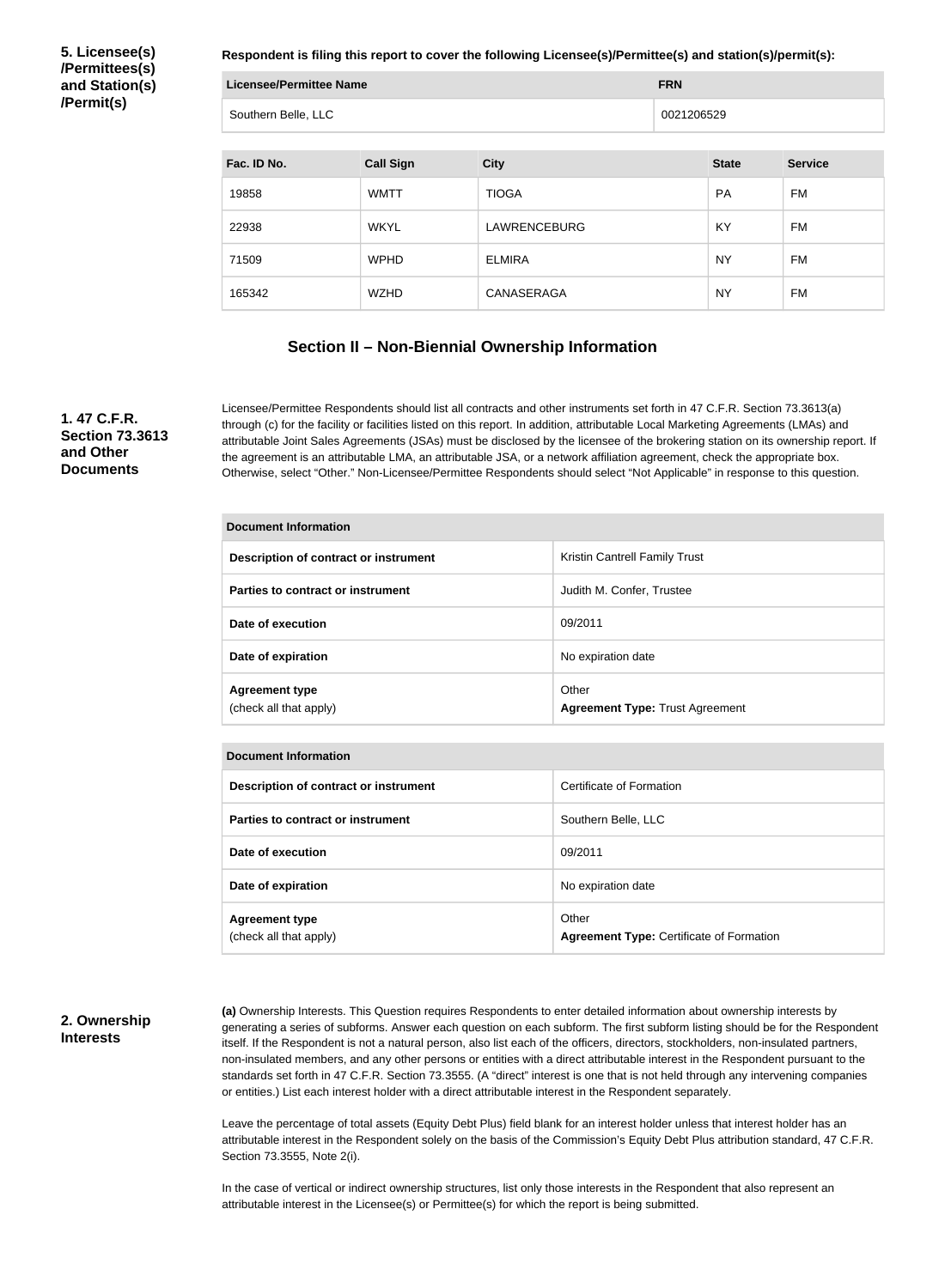**5. Licensee(s) /Permittees(s) and Station(s) /Permit(s)**

**Respondent is filing this report to cover the following Licensee(s)/Permittee(s) and station(s)/permit(s):**

| Licensee/Permittee Name | FRN |
| --- | --- |
| Southern Belle, LLC | 0021206529 |

| Fac. ID No. | Call Sign | City | State | Service |
| --- | --- | --- | --- | --- |
| 19858 | WMTT | TIOGA | PA | FM |
| 22938 | WKYL | LAWRENCEBURG | KY | FM |
| 71509 | WPHD | ELMIRA | NY | FM |
| 165342 | WZHD | CANASERAGA | NY | FM |

## Section II – Non-Biennial Ownership Information

**1. 47 C.F.R. Section 73.3613 and Other Documents**

Licensee/Permittee Respondents should list all contracts and other instruments set forth in 47 C.F.R. Section 73.3613(a) through (c) for the facility or facilities listed on this report. In addition, attributable Local Marketing Agreements (LMAs) and attributable Joint Sales Agreements (JSAs) must be disclosed by the licensee of the brokering station on its ownership report. If the agreement is an attributable LMA, an attributable JSA, or a network affiliation agreement, check the appropriate box. Otherwise, select "Other." Non-Licensee/Permittee Respondents should select "Not Applicable" in response to this question.

| Document Information | |
| --- | --- |
| **Description of contract or instrument** | Kristin Cantrell Family Trust |
| **Parties to contract or instrument** | Judith M. Confer, Trustee |
| **Date of execution** | 09/2011 |
| **Date of expiration** | No expiration date |
| **Agreement type** (check all that apply) | Other **Agreement Type:** Trust Agreement |

| Document Information | |
| --- | --- |
| **Description of contract or instrument** | Certificate of Formation |
| **Parties to contract or instrument** | Southern Belle, LLC |
| **Date of execution** | 09/2011 |
| **Date of expiration** | No expiration date |
| **Agreement type** (check all that apply) | Other **Agreement Type:** Certificate of Formation |

**2. Ownership Interests**

**(a)** Ownership Interests. This Question requires Respondents to enter detailed information about ownership interests by generating a series of subforms. Answer each question on each subform. The first subform listing should be for the Respondent itself. If the Respondent is not a natural person, also list each of the officers, directors, stockholders, non-insulated partners, non-insulated members, and any other persons or entities with a direct attributable interest in the Respondent pursuant to the standards set forth in 47 C.F.R. Section 73.3555. (A "direct" interest is one that is not held through any intervening companies or entities.) List each interest holder with a direct attributable interest in the Respondent separately.

Leave the percentage of total assets (Equity Debt Plus) field blank for an interest holder unless that interest holder has an attributable interest in the Respondent solely on the basis of the Commission's Equity Debt Plus attribution standard, 47 C.F.R. Section 73.3555, Note 2(i).

In the case of vertical or indirect ownership structures, list only those interests in the Respondent that also represent an attributable interest in the Licensee(s) or Permittee(s) for which the report is being submitted.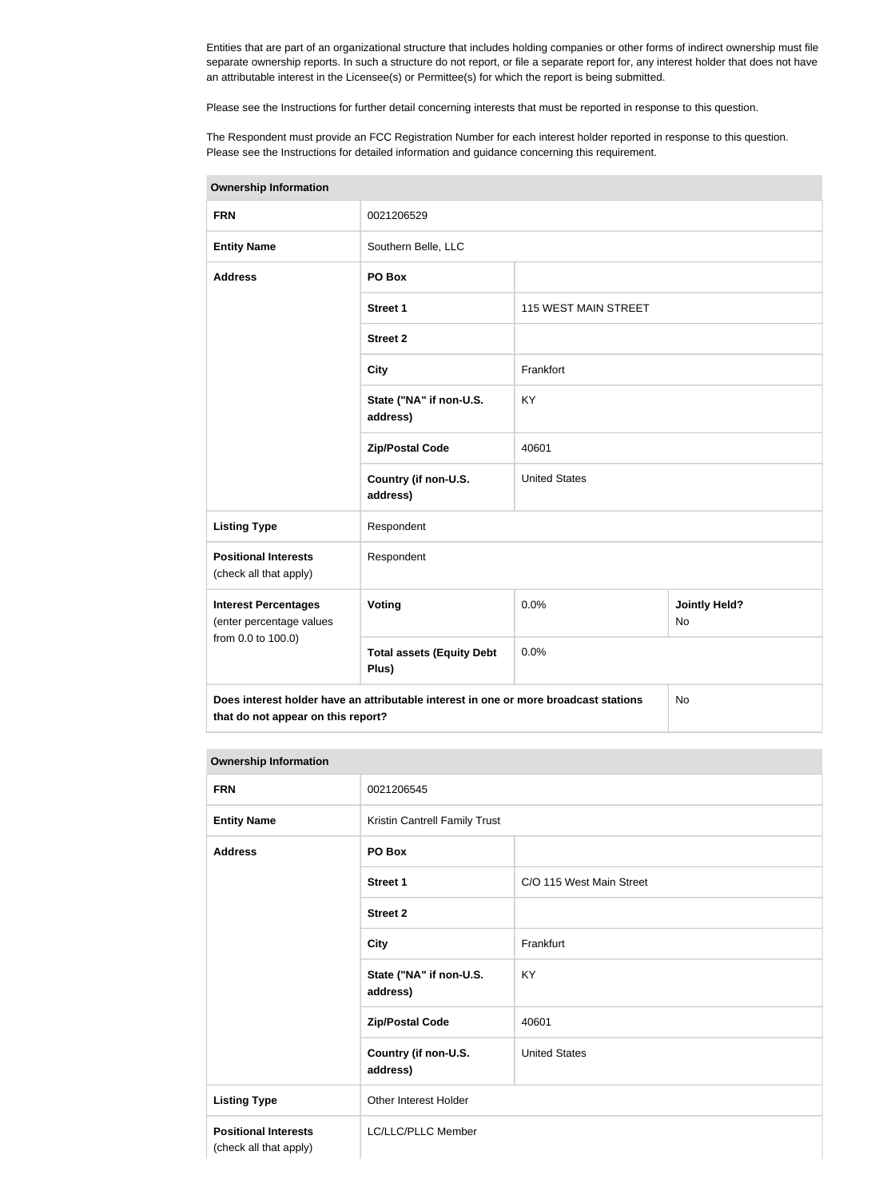Entities that are part of an organizational structure that includes holding companies or other forms of indirect ownership must file separate ownership reports. In such a structure do not report, or file a separate report for, any interest holder that does not have an attributable interest in the Licensee(s) or Permittee(s) for which the report is being submitted.

Please see the Instructions for further detail concerning interests that must be reported in response to this question.

The Respondent must provide an FCC Registration Number for each interest holder reported in response to this question. Please see the Instructions for detailed information and guidance concerning this requirement.

| Ownership Information | | | |
|---|---|---|---|
| **FRN** | 0021206529 | | |
| **Entity Name** | Southern Belle, LLC | | |
| **Address** | **PO Box** | | |
| | **Street 1** | 115 WEST MAIN STREET | |
| | **Street 2** | | |
| | **City** | Frankfort | |
| | **State ("NA" if non-U.S. address)** | KY | |
| | **Zip/Postal Code** | 40601 | |
| | **Country (if non-U.S. address)** | United States | |
| **Listing Type** | Respondent | | |
| **Positional Interests** (check all that apply) | Respondent | | |
| **Interest Percentages** (enter percentage values from 0.0 to 100.0) | **Voting** | 0.0% | **Jointly Held?** No |
| | **Total assets (Equity Debt Plus)** | 0.0% | |
| **Does interest holder have an attributable interest in one or more broadcast stations that do not appear on this report?** | | | No |

| Ownership Information | | |
|---|---|---|
| **FRN** | 0021206545 | |
| **Entity Name** | Kristin Cantrell Family Trust | |
| **Address** | **PO Box** | |
| | **Street 1** | C/O 115 West Main Street |
| | **Street 2** | |
| | **City** | Frankfurt |
| | **State ("NA" if non-U.S. address)** | KY |
| | **Zip/Postal Code** | 40601 |
| | **Country (if non-U.S. address)** | United States |
| **Listing Type** | Other Interest Holder | |
| **Positional Interests** (check all that apply) | LC/LLC/PLLC Member | |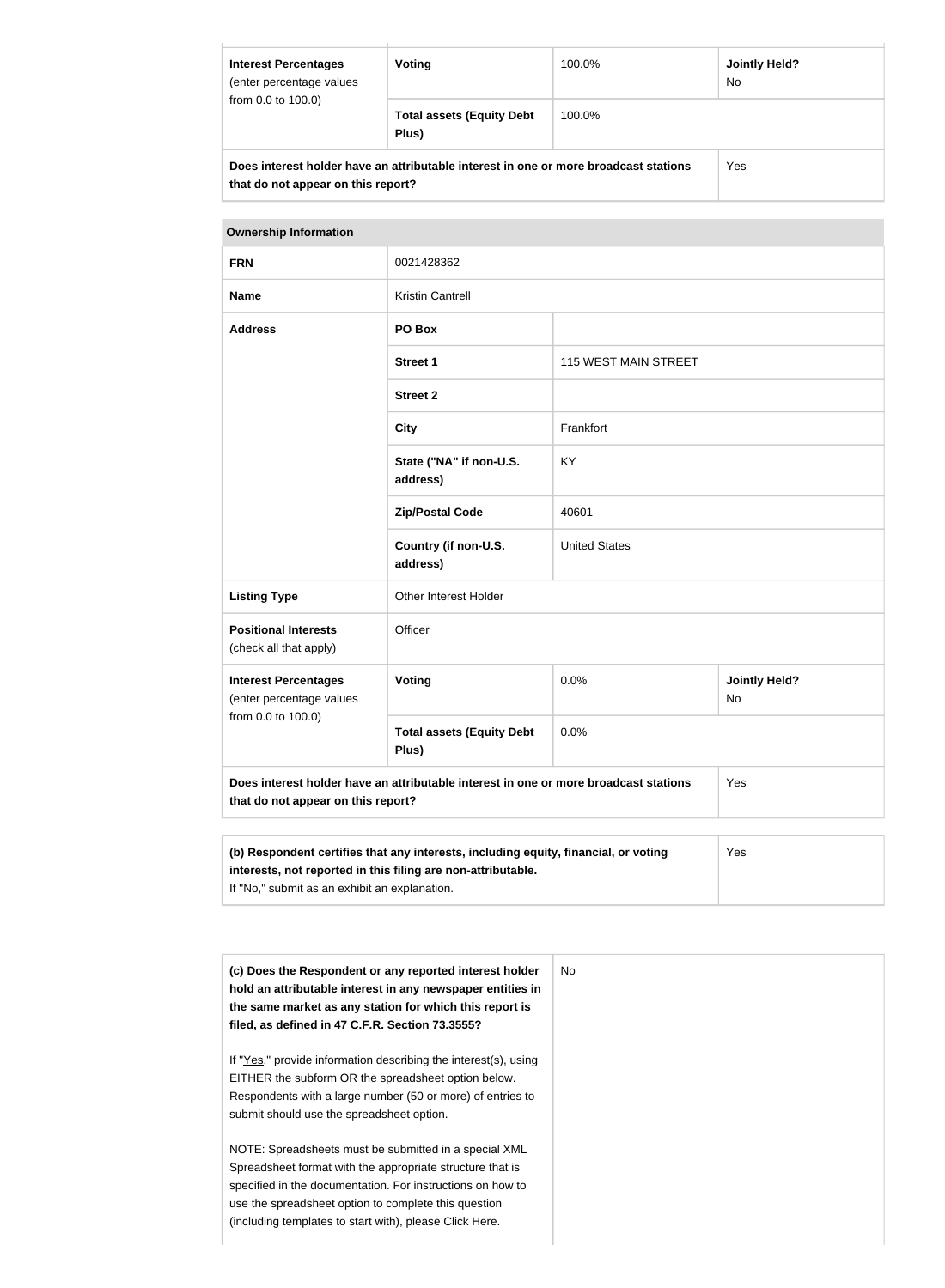| | | | |
|---|---|---|---|
| **Interest Percentages** (enter percentage values from 0.0 to 100.0) | **Voting** | 100.0% | **Jointly Held?** No |
| | **Total assets (Equity Debt Plus)** | 100.0% | |
| **Does interest holder have an attributable interest in one or more broadcast stations that do not appear on this report?** | | | Yes |

**Ownership Information**

| | | | |
|---|---|---|---|
| **FRN** | 0021428362 | | |
| **Name** | Kristin Cantrell | | |
| **Address** | **PO Box** | | |
| | **Street 1** | 115 WEST MAIN STREET | |
| | **Street 2** | | |
| | **City** | Frankfort | |
| | **State ("NA" if non-U.S. address)** | KY | |
| | **Zip/Postal Code** | 40601 | |
| | **Country (if non-U.S. address)** | United States | |
| **Listing Type** | Other Interest Holder | | |
| **Positional Interests** (check all that apply) | Officer | | |
| **Interest Percentages** (enter percentage values from 0.0 to 100.0) | **Voting** | 0.0% | **Jointly Held?** No |
| | **Total assets (Equity Debt Plus)** | 0.0% | |
| **Does interest holder have an attributable interest in one or more broadcast stations that do not appear on this report?** | | | Yes |

| | |
|---|---|
| **(b) Respondent certifies that any interests, including equity, financial, or voting interests, not reported in this filing are non-attributable.** If "No," submit as an exhibit an explanation. | Yes |

| | |
|---|---|
| **(c) Does the Respondent or any reported interest holder hold an attributable interest in any newspaper entities in the same market as any station for which this report is filed, as defined in 47 C.F.R. Section 73.3555?** If "Yes," provide information describing the interest(s), using EITHER the subform OR the spreadsheet option below. Respondents with a large number (50 or more) of entries to submit should use the spreadsheet option. NOTE: Spreadsheets must be submitted in a special XML Spreadsheet format with the appropriate structure that is specified in the documentation. For instructions on how to use the spreadsheet option to complete this question (including templates to start with), please Click Here. | No |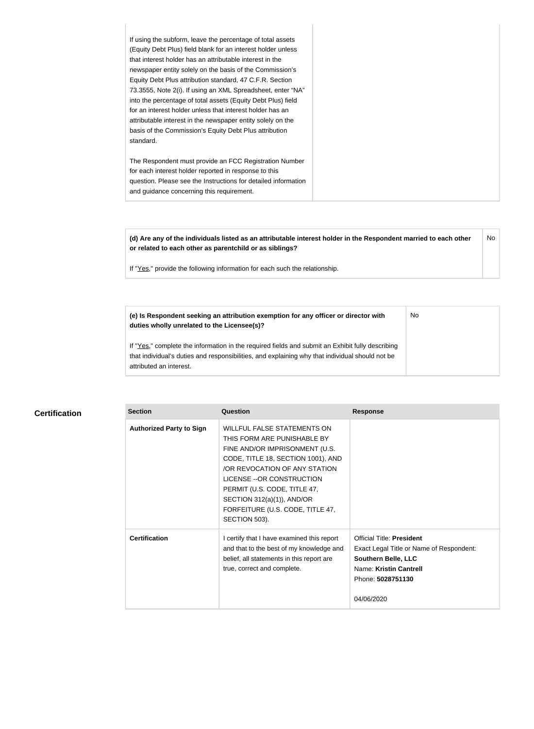| | |
|---|---|
| If using the subform, leave the percentage of total assets (Equity Debt Plus) field blank for an interest holder unless that interest holder has an attributable interest in the newspaper entity solely on the basis of the Commission's Equity Debt Plus attribution standard, 47 C.F.R. Section 73.3555, Note 2(i). If using an XML Spreadsheet, enter "NA" into the percentage of total assets (Equity Debt Plus) field for an interest holder unless that interest holder has an attributable interest in the newspaper entity solely on the basis of the Commission's Equity Debt Plus attribution standard.<br><br>The Respondent must provide an FCC Registration Number for each interest holder reported in response to this question. Please see the Instructions for detailed information and guidance concerning this requirement. | |

| | |
|---|---|
| **(d) Are any of the individuals listed as an attributable interest holder in the Respondent married to each other or related to each other as parentchild or as siblings?**<br><br>If "Yes," provide the following information for each such the relationship. | No |

| | |
|---|---|
| **(e) Is Respondent seeking an attribution exemption for any officer or director with duties wholly unrelated to the Licensee(s)?**<br><br>If "Yes," complete the information in the required fields and submit an Exhibit fully describing that individual's duties and responsibilities, and explaining why that individual should not be attributed an interest. | No |

## Certification

| Section | Question | Response |
|---|---|---|
| **Authorized Party to Sign** | WILLFUL FALSE STATEMENTS ON THIS FORM ARE PUNISHABLE BY FINE AND/OR IMPRISONMENT (U.S. CODE, TITLE 18, SECTION 1001), AND /OR REVOCATION OF ANY STATION LICENSE --OR CONSTRUCTION PERMIT (U.S. CODE, TITLE 47, SECTION 312(a)(1)), AND/OR FORFEITURE (U.S. CODE, TITLE 47, SECTION 503). | |
| **Certification** | I certify that I have examined this report and that to the best of my knowledge and belief, all statements in this report are true, correct and complete. | Official Title: **President**<br>Exact Legal Title or Name of Respondent: **Southern Belle, LLC**<br>Name: **Kristin Cantrell**<br>Phone: **5028751130**<br><br>04/06/2020 |